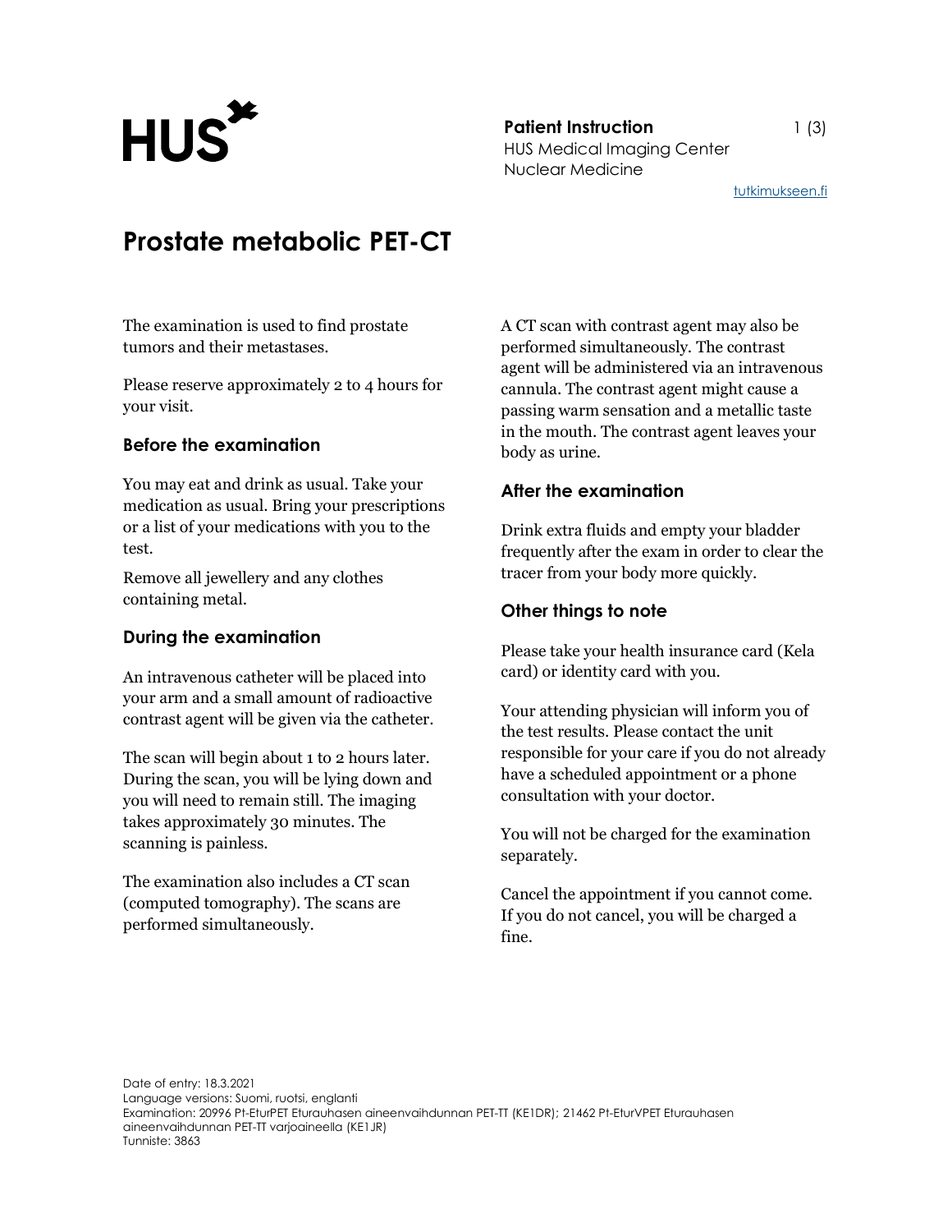**Patient Instruction**
HUS Medical Imaging Center
Nuclear Medicine

tutkimukseen.fi

# Prostate metabolic PET-CT

The examination is used to find prostate tumors and their metastases.

Please reserve approximately 2 to 4 hours for your visit.

## Before the examination

You may eat and drink as usual. Take your medication as usual. Bring your prescriptions or a list of your medications with you to the test.

Remove all jewellery and any clothes containing metal.

## During the examination

An intravenous catheter will be placed into your arm and a small amount of radioactive contrast agent will be given via the catheter.

The scan will begin about 1 to 2 hours later. During the scan, you will be lying down and you will need to remain still. The imaging takes approximately 30 minutes. The scanning is painless.

The examination also includes a CT scan (computed tomography). The scans are performed simultaneously.

A CT scan with contrast agent may also be performed simultaneously. The contrast agent will be administered via an intravenous cannula. The contrast agent might cause a passing warm sensation and a metallic taste in the mouth. The contrast agent leaves your body as urine.

## After the examination

Drink extra fluids and empty your bladder frequently after the exam in order to clear the tracer from your body more quickly.

## Other things to note

Please take your health insurance card (Kela card) or identity card with you.

Your attending physician will inform you of the test results. Please contact the unit responsible for your care if you do not already have a scheduled appointment or a phone consultation with your doctor.

You will not be charged for the examination separately.

Cancel the appointment if you cannot come. If you do not cancel, you will be charged a fine.

Date of entry: 18.3.2021
Language versions: Suomi, ruotsi, englanti
Examination: 20996 Pt-EturPET Eturauhasen aineenvaihdunnan PET-TT (KE1DR); 21462 Pt-EturVPET Eturauhasen aineenvaihdunnan PET-TT varjoaineella (KE1JR)
Tunniste: 3863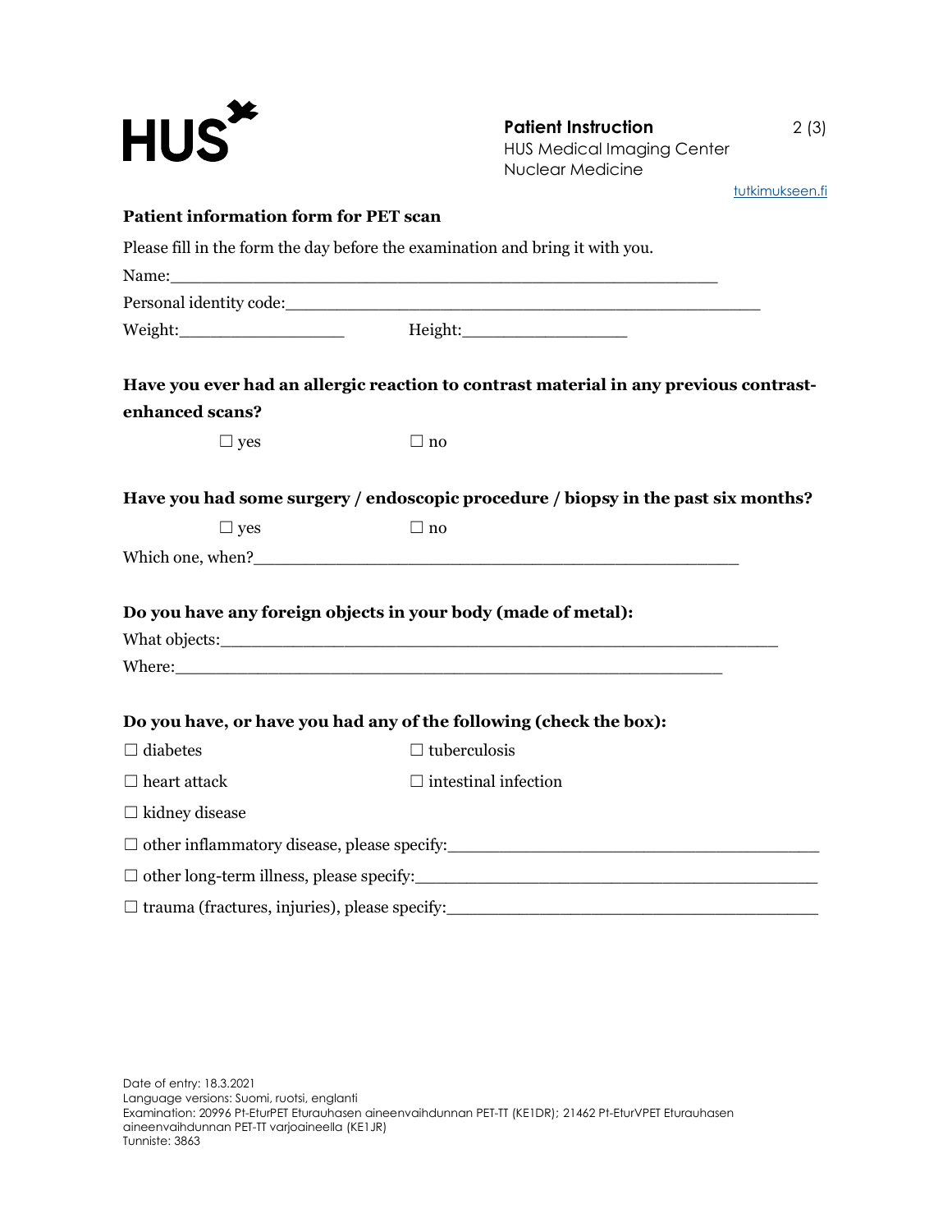## Patient information form for PET scan

Please fill in the form the day before the examination and bring it with you.

Name:_______________________________________________

Personal identity code:_______________________________________

Weight:_______________ Height:_______________

**Have you ever had an allergic reaction to contrast material in any previous contrast-enhanced scans?**

☐ yes ☐ no

**Have you had some surgery / endoscopic procedure / biopsy in the past six months?**

☐ yes ☐ no

Which one, when?_________________________________________

**Do you have any foreign objects in your body (made of metal):**

What objects:_______________________________________________

Where:_______________________________________________

**Do you have, or have you had any of the following (check the box):**

☐ diabetes ☐ tuberculosis

☐ heart attack ☐ intestinal infection

☐ kidney disease

☐ other inflammatory disease, please specify:________________________________

☐ other long-term illness, please specify:__________________________________

☐ trauma (fractures, injuries), please specify:________________________________

Date of entry: 18.3.2021
Language versions: Suomi, ruotsi, englanti
Examination: 20996 Pt-EturPET Eturauhasen aineenvaihdunnan PET-TT (KE1DR); 21462 Pt-EturVPET Eturauhasen aineenvaihdunnan PET-TT varjoaineella (KE1JR)
Tunniste: 3863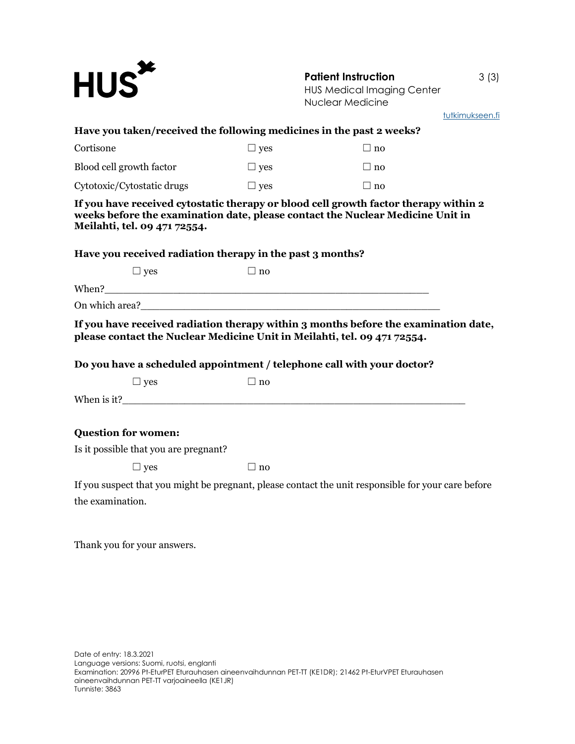tutkimukseen.fi

**Have you taken/received the following medicines in the past 2 weeks?**

| | | |
|---|---|---|
| Cortisone | ☐ yes | ☐ no |
| Blood cell growth factor | ☐ yes | ☐ no |
| Cytotoxic/Cytostatic drugs | ☐ yes | ☐ no |

**If you have received cytostatic therapy or blood cell growth factor therapy within 2 weeks before the examination date, please contact the Nuclear Medicine Unit in Meilahti, tel. 09 471 72554.**

**Have you received radiation therapy in the past 3 months?**

☐ yes ☐ no

When?\_\_\_\_\_\_\_\_\_\_\_\_\_\_\_\_\_\_\_\_\_\_\_\_\_\_\_\_\_\_\_\_\_\_\_\_\_\_\_\_\_\_\_\_\_\_

On which area?\_\_\_\_\_\_\_\_\_\_\_\_\_\_\_\_\_\_\_\_\_\_\_\_\_\_\_\_\_\_\_\_\_\_\_\_\_\_\_\_\_\_\_

**If you have received radiation therapy within 3 months before the examination date, please contact the Nuclear Medicine Unit in Meilahti, tel. 09 471 72554.**

**Do you have a scheduled appointment / telephone call with your doctor?**

☐ yes ☐ no

When is it?\_\_\_\_\_\_\_\_\_\_\_\_\_\_\_\_\_\_\_\_\_\_\_\_\_\_\_\_\_\_\_\_\_\_\_\_\_\_\_\_\_\_\_\_\_\_\_\_

**Question for women:**

Is it possible that you are pregnant?

☐ yes ☐ no

If you suspect that you might be pregnant, please contact the unit responsible for your care before the examination.

Thank you for your answers.

Date of entry: 18.3.2021
Language versions: Suomi, ruotsi, englanti
Examination: 20996 Pt-EturPET Eturauhasen aineenvaihdunnan PET-TT (KE1DR); 21462 Pt-EturVPET Eturauhasen aineenvaihdunnan PET-TT varjoaineella (KE1JR)
Tunniste: 3863